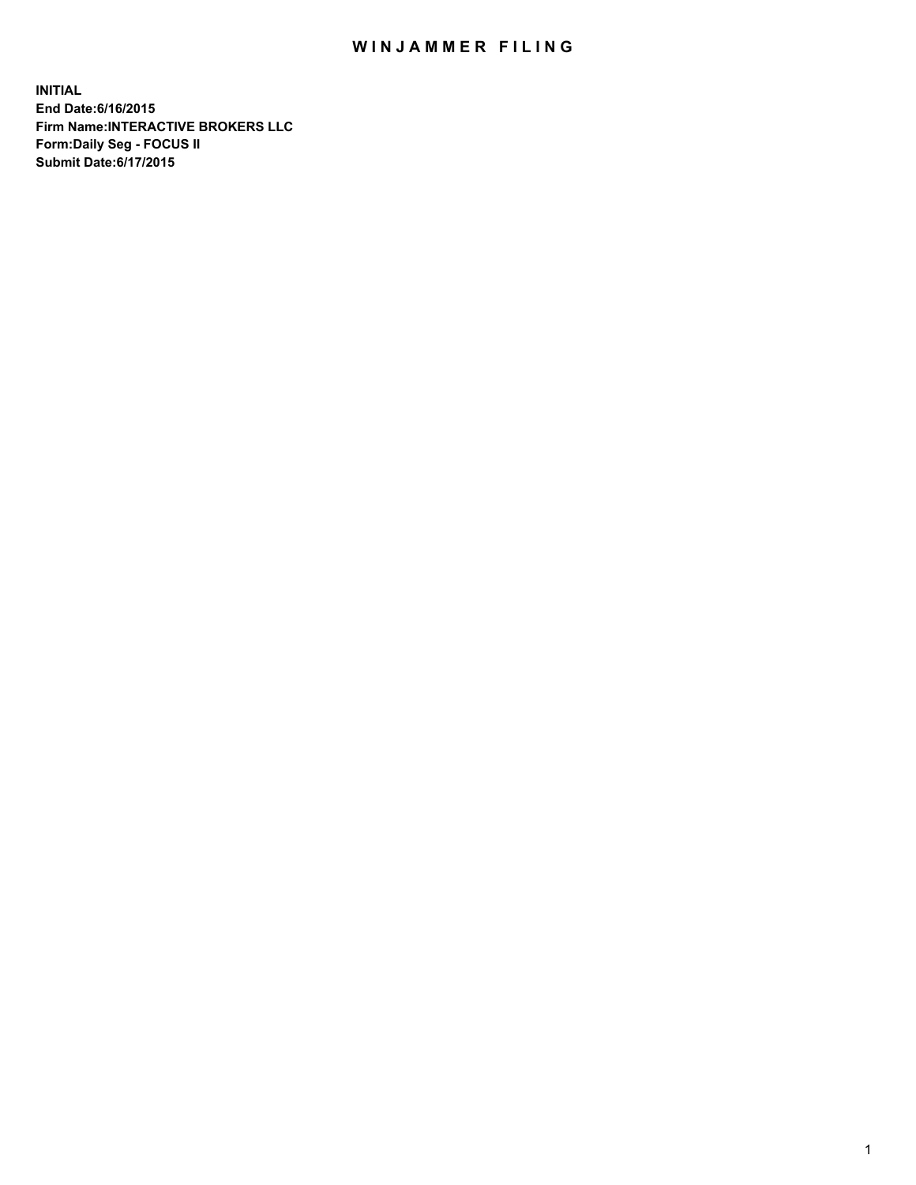# WINJAMMER FILING

**INITIAL**
**End Date:6/16/2015**
**Firm Name:INTERACTIVE BROKERS LLC**
**Form:Daily Seg - FOCUS II**
**Submit Date:6/17/2015**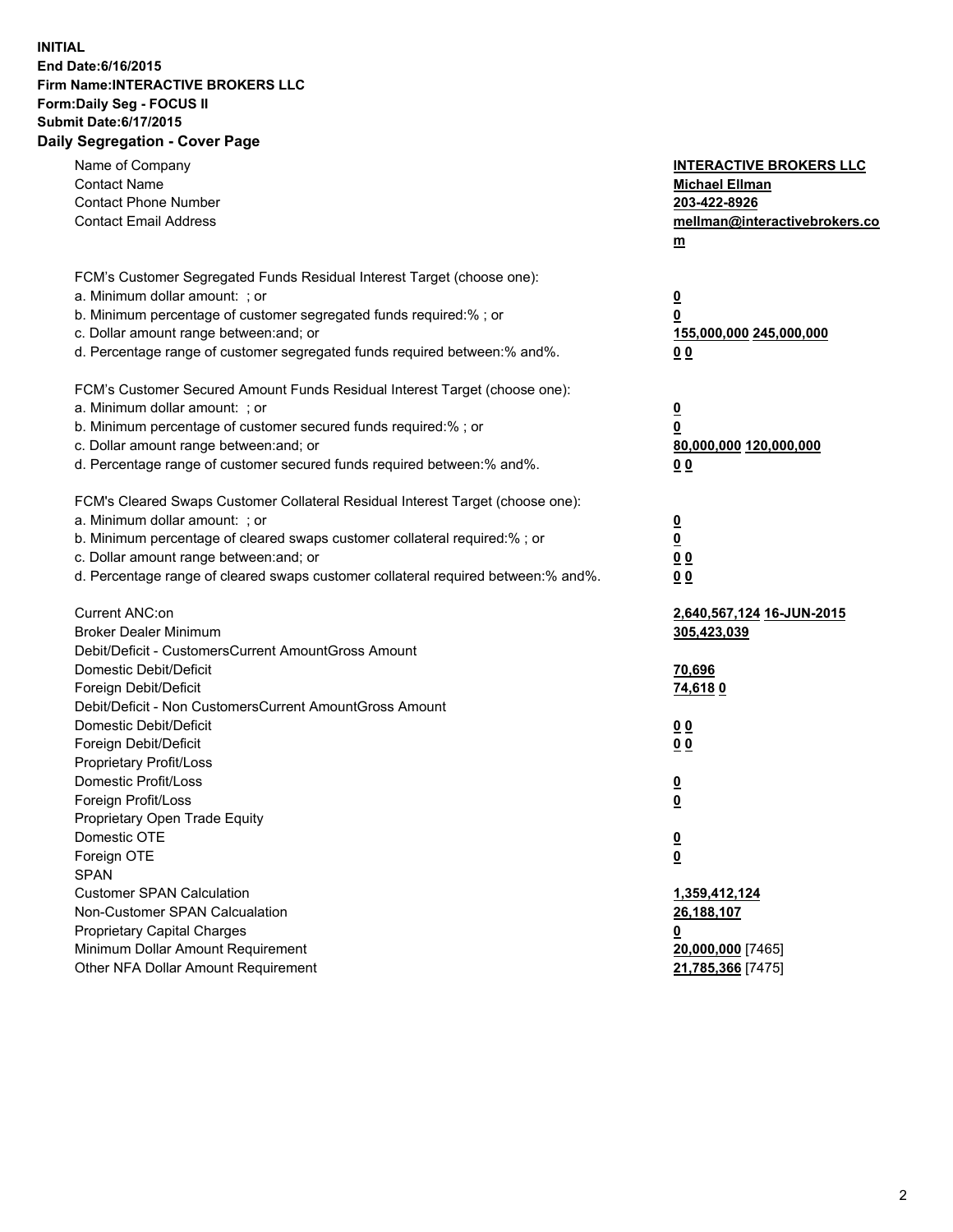**INITIAL**
**End Date:6/16/2015**
**Firm Name:INTERACTIVE BROKERS LLC**
**Form:Daily Seg - FOCUS II**
**Submit Date:6/17/2015**
**Daily Segregation - Cover Page**

| | |
|---|---|
| Name of Company | **INTERACTIVE BROKERS LLC** |
| Contact Name | **Michael Ellman** |
| Contact Phone Number | **203-422-8926** |
| Contact Email Address | **mellman@interactivebrokers.com** |
| FCM's Customer Segregated Funds Residual Interest Target (choose one): | |
| a. Minimum dollar amount: ; or | **0** |
| b. Minimum percentage of customer segregated funds required:% ; or | **0** |
| c. Dollar amount range between:and; or | **155,000,000 245,000,000** |
| d. Percentage range of customer segregated funds required between:% and%. | **0 0** |
| FCM's Customer Secured Amount Funds Residual Interest Target (choose one): | |
| a. Minimum dollar amount: ; or | **0** |
| b. Minimum percentage of customer secured funds required:% ; or | **0** |
| c. Dollar amount range between:and; or | **80,000,000 120,000,000** |
| d. Percentage range of customer secured funds required between:% and%. | **0 0** |
| FCM's Cleared Swaps Customer Collateral Residual Interest Target (choose one): | |
| a. Minimum dollar amount: ; or | **0** |
| b. Minimum percentage of cleared swaps customer collateral required:% ; or | **0** |
| c. Dollar amount range between:and; or | **0 0** |
| d. Percentage range of cleared swaps customer collateral required between:% and%. | **0 0** |
| Current ANC:on | **2,640,567,124 16-JUN-2015** |
| Broker Dealer Minimum | **305,423,039** |
| Debit/Deficit - CustomersCurrent AmountGross Amount | |
| Domestic Debit/Deficit | **70,696** |
| Foreign Debit/Deficit | **74,618 0** |
| Debit/Deficit - Non CustomersCurrent AmountGross Amount | |
| Domestic Debit/Deficit | **0 0** |
| Foreign Debit/Deficit | **0 0** |
| Proprietary Profit/Loss | |
| Domestic Profit/Loss | **0** |
| Foreign Profit/Loss | **0** |
| Proprietary Open Trade Equity | |
| Domestic OTE | **0** |
| Foreign OTE | **0** |
| SPAN | |
| Customer SPAN Calculation | **1,359,412,124** |
| Non-Customer SPAN Calcualation | **26,188,107** |
| Proprietary Capital Charges | **0** |
| Minimum Dollar Amount Requirement | **20,000,000** [7465] |
| Other NFA Dollar Amount Requirement | **21,785,366** [7475] |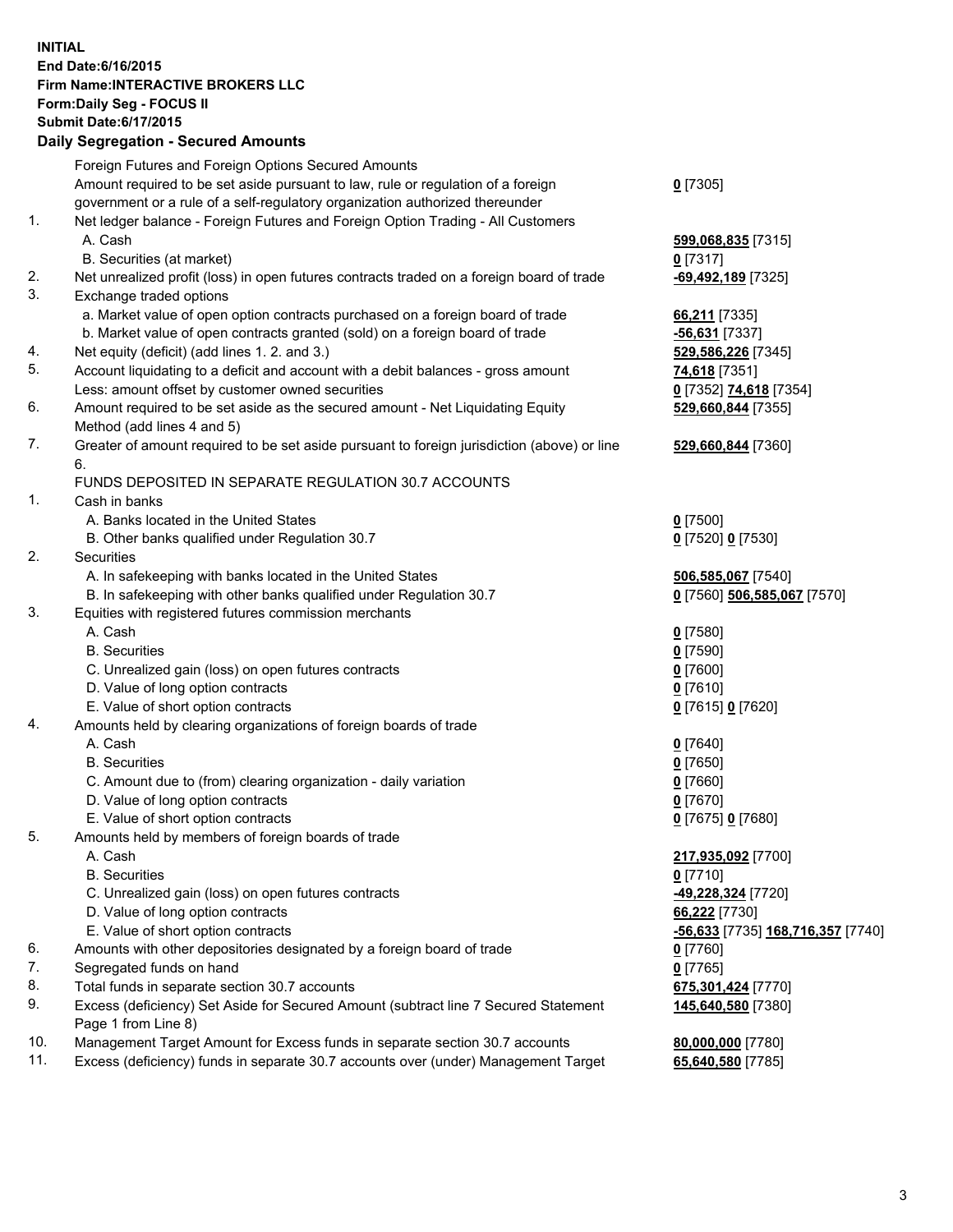**INITIAL**
**End Date:6/16/2015**
**Firm Name:INTERACTIVE BROKERS LLC**
**Form:Daily Seg - FOCUS II**
**Submit Date:6/17/2015**

## Daily Segregation - Secured Amounts

| | | |
|---|---|---|
| | Foreign Futures and Foreign Options Secured Amounts | |
| | Amount required to be set aside pursuant to law, rule or regulation of a foreign government or a rule of a self-regulatory organization authorized thereunder | **0** [7305] |
| 1. | Net ledger balance - Foreign Futures and Foreign Option Trading - All Customers | |
| | A. Cash | **599,068,835** [7315] |
| | B. Securities (at market) | **0** [7317] |
| 2. | Net unrealized profit (loss) in open futures contracts traded on a foreign board of trade | **-69,492,189** [7325] |
| 3. | Exchange traded options | |
| | a. Market value of open option contracts purchased on a foreign board of trade | **66,211** [7335] |
| | b. Market value of open contracts granted (sold) on a foreign board of trade | **-56,631** [7337] |
| 4. | Net equity (deficit) (add lines 1. 2. and 3.) | **529,586,226** [7345] |
| 5. | Account liquidating to a deficit and account with a debit balances - gross amount | **74,618** [7351] |
| | Less: amount offset by customer owned securities | **0** [7352] **74,618** [7354] |
| 6. | Amount required to be set aside as the secured amount - Net Liquidating Equity Method (add lines 4 and 5) | **529,660,844** [7355] |
| 7. | Greater of amount required to be set aside pursuant to foreign jurisdiction (above) or line 6. | **529,660,844** [7360] |
| | FUNDS DEPOSITED IN SEPARATE REGULATION 30.7 ACCOUNTS | |
| 1. | Cash in banks | |
| | A. Banks located in the United States | **0** [7500] |
| | B. Other banks qualified under Regulation 30.7 | **0** [7520] **0** [7530] |
| 2. | Securities | |
| | A. In safekeeping with banks located in the United States | **506,585,067** [7540] |
| | B. In safekeeping with other banks qualified under Regulation 30.7 | **0** [7560] **506,585,067** [7570] |
| 3. | Equities with registered futures commission merchants | |
| | A. Cash | **0** [7580] |
| | B. Securities | **0** [7590] |
| | C. Unrealized gain (loss) on open futures contracts | **0** [7600] |
| | D. Value of long option contracts | **0** [7610] |
| | E. Value of short option contracts | **0** [7615] **0** [7620] |
| 4. | Amounts held by clearing organizations of foreign boards of trade | |
| | A. Cash | **0** [7640] |
| | B. Securities | **0** [7650] |
| | C. Amount due to (from) clearing organization - daily variation | **0** [7660] |
| | D. Value of long option contracts | **0** [7670] |
| | E. Value of short option contracts | **0** [7675] **0** [7680] |
| 5. | Amounts held by members of foreign boards of trade | |
| | A. Cash | **217,935,092** [7700] |
| | B. Securities | **0** [7710] |
| | C. Unrealized gain (loss) on open futures contracts | **-49,228,324** [7720] |
| | D. Value of long option contracts | **66,222** [7730] |
| | E. Value of short option contracts | **-56,633** [7735] **168,716,357** [7740] |
| 6. | Amounts with other depositories designated by a foreign board of trade | **0** [7760] |
| 7. | Segregated funds on hand | **0** [7765] |
| 8. | Total funds in separate section 30.7 accounts | **675,301,424** [7770] |
| 9. | Excess (deficiency) Set Aside for Secured Amount (subtract line 7 Secured Statement Page 1 from Line 8) | **145,640,580** [7380] |
| 10. | Management Target Amount for Excess funds in separate section 30.7 accounts | **80,000,000** [7780] |
| 11. | Excess (deficiency) funds in separate 30.7 accounts over (under) Management Target | **65,640,580** [7785] |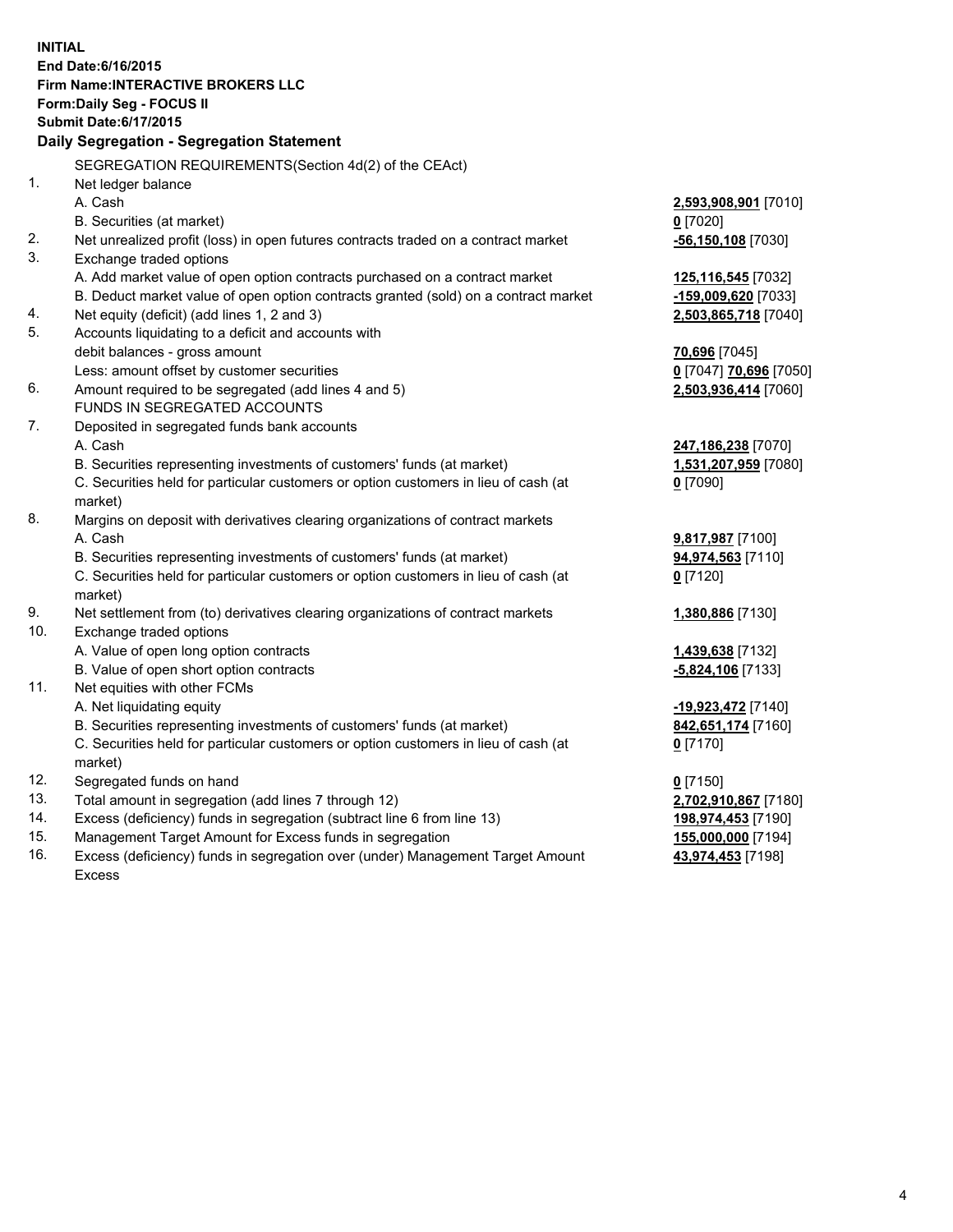**INITIAL**
**End Date:6/16/2015**
**Firm Name:INTERACTIVE BROKERS LLC**
**Form:Daily Seg - FOCUS II**
**Submit Date:6/17/2015**

## Daily Segregation - Segregation Statement

SEGREGATION REQUIREMENTS(Section 4d(2) of the CEAct)

| | | |
|---|---|---|
| 1. | Net ledger balance | |
| | A. Cash | **2,593,908,901** [7010] |
| | B. Securities (at market) | **0** [7020] |
| 2. | Net unrealized profit (loss) in open futures contracts traded on a contract market | **-56,150,108** [7030] |
| 3. | Exchange traded options | |
| | A. Add market value of open option contracts purchased on a contract market | **125,116,545** [7032] |
| | B. Deduct market value of open option contracts granted (sold) on a contract market | **-159,009,620** [7033] |
| 4. | Net equity (deficit) (add lines 1, 2 and 3) | **2,503,865,718** [7040] |
| 5. | Accounts liquidating to a deficit and accounts with debit balances - gross amount | **70,696** [7045] |
| | Less: amount offset by customer securities | **0** [7047] **70,696** [7050] |
| 6. | Amount required to be segregated (add lines 4 and 5) | **2,503,936,414** [7060] |
| | FUNDS IN SEGREGATED ACCOUNTS | |
| 7. | Deposited in segregated funds bank accounts | |
| | A. Cash | **247,186,238** [7070] |
| | B. Securities representing investments of customers' funds (at market) | **1,531,207,959** [7080] |
| | C. Securities held for particular customers or option customers in lieu of cash (at market) | **0** [7090] |
| 8. | Margins on deposit with derivatives clearing organizations of contract markets | |
| | A. Cash | **9,817,987** [7100] |
| | B. Securities representing investments of customers' funds (at market) | **94,974,563** [7110] |
| | C. Securities held for particular customers or option customers in lieu of cash (at market) | **0** [7120] |
| 9. | Net settlement from (to) derivatives clearing organizations of contract markets | **1,380,886** [7130] |
| 10. | Exchange traded options | |
| | A. Value of open long option contracts | **1,439,638** [7132] |
| | B. Value of open short option contracts | **-5,824,106** [7133] |
| 11. | Net equities with other FCMs | |
| | A. Net liquidating equity | **-19,923,472** [7140] |
| | B. Securities representing investments of customers' funds (at market) | **842,651,174** [7160] |
| | C. Securities held for particular customers or option customers in lieu of cash (at market) | **0** [7170] |
| 12. | Segregated funds on hand | **0** [7150] |
| 13. | Total amount in segregation (add lines 7 through 12) | **2,702,910,867** [7180] |
| 14. | Excess (deficiency) funds in segregation (subtract line 6 from line 13) | **198,974,453** [7190] |
| 15. | Management Target Amount for Excess funds in segregation | **155,000,000** [7194] |
| 16. | Excess (deficiency) funds in segregation over (under) Management Target Amount Excess | **43,974,453** [7198] |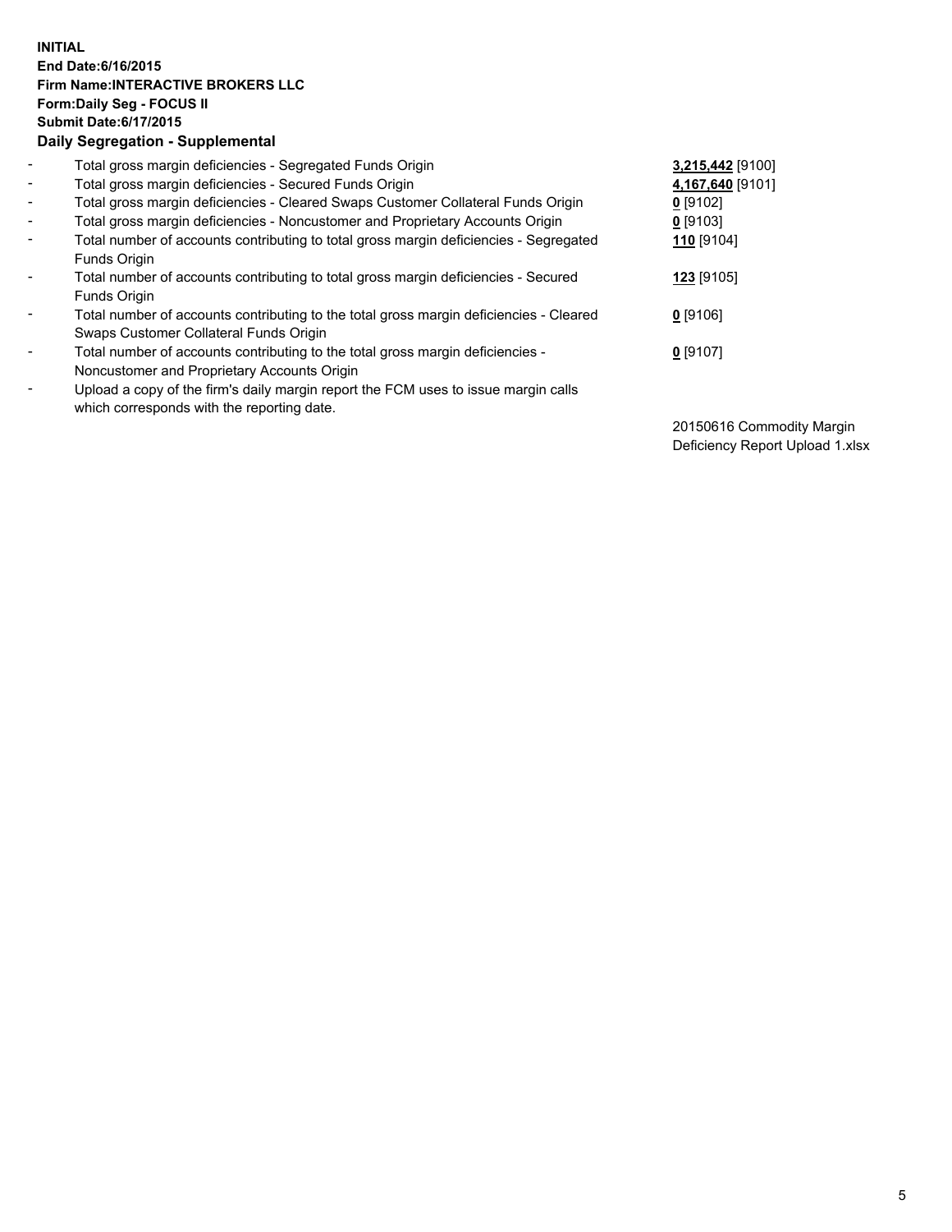**INITIAL**
**End Date:6/16/2015**
**Firm Name:INTERACTIVE BROKERS LLC**
**Form:Daily Seg - FOCUS II**
**Submit Date:6/17/2015**
**Daily Segregation - Supplemental**

- Total gross margin deficiencies - Segregated Funds Origin **3,215,442** [9100]
- Total gross margin deficiencies - Secured Funds Origin **4,167,640** [9101]
- Total gross margin deficiencies - Cleared Swaps Customer Collateral Funds Origin **0** [9102]
- Total gross margin deficiencies - Noncustomer and Proprietary Accounts Origin **0** [9103]
- Total number of accounts contributing to total gross margin deficiencies - Segregated Funds Origin **110** [9104]
- Total number of accounts contributing to total gross margin deficiencies - Secured Funds Origin **123** [9105]
- Total number of accounts contributing to the total gross margin deficiencies - Cleared Swaps Customer Collateral Funds Origin **0** [9106]
- Total number of accounts contributing to the total gross margin deficiencies - Noncustomer and Proprietary Accounts Origin **0** [9107]
- Upload a copy of the firm's daily margin report the FCM uses to issue margin calls which corresponds with the reporting date.

20150616 Commodity Margin Deficiency Report Upload 1.xlsx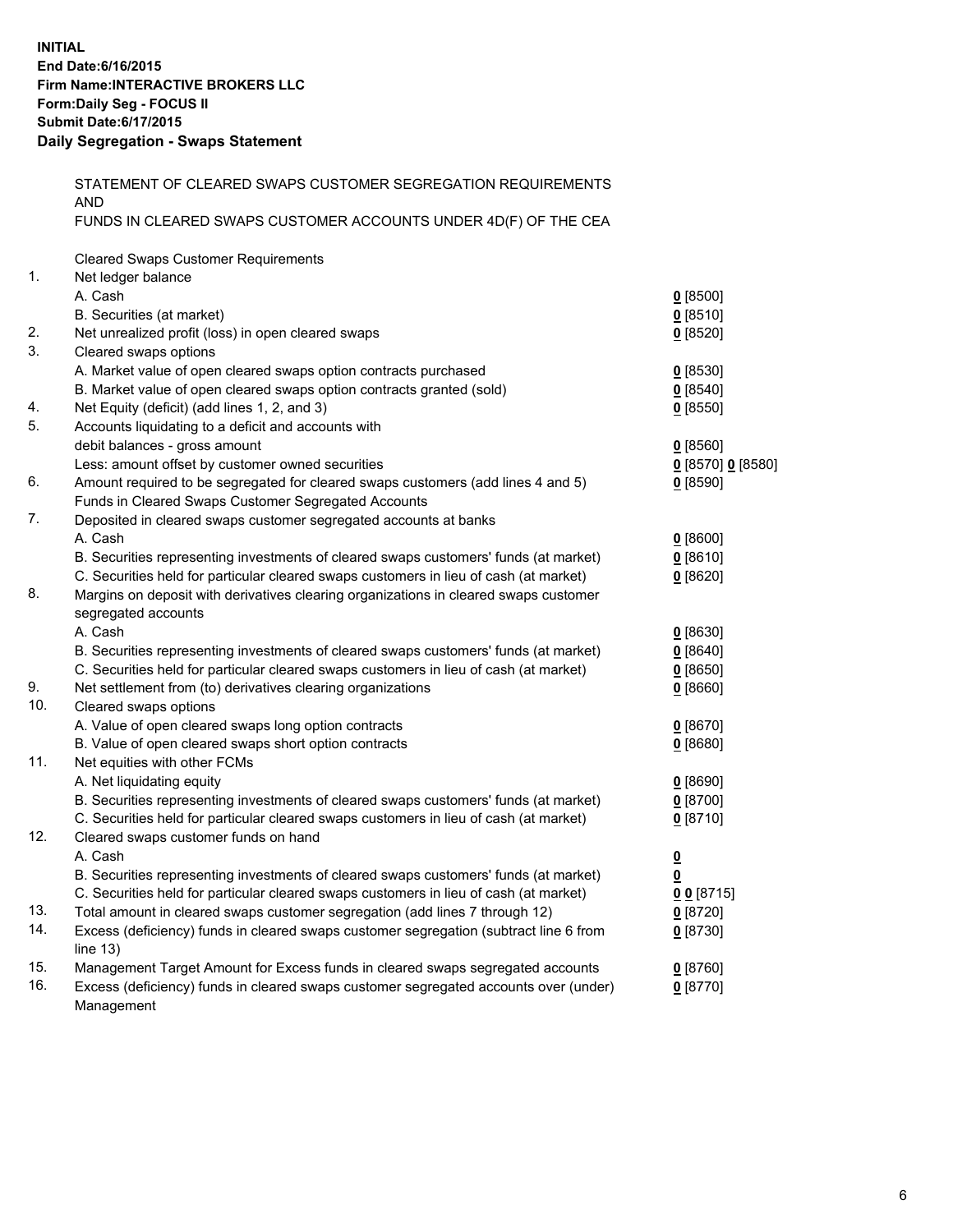**INITIAL**
**End Date:6/16/2015**
**Firm Name:INTERACTIVE BROKERS LLC**
**Form:Daily Seg - FOCUS II**
**Submit Date:6/17/2015**
**Daily Segregation - Swaps Statement**

STATEMENT OF CLEARED SWAPS CUSTOMER SEGREGATION REQUIREMENTS AND FUNDS IN CLEARED SWAPS CUSTOMER ACCOUNTS UNDER 4D(F) OF THE CEA

| | | |
|---|---|---|
| | Cleared Swaps Customer Requirements | |
| 1. | Net ledger balance | |
| | A. Cash | 0 [8500] |
| | B. Securities (at market) | 0 [8510] |
| 2. | Net unrealized profit (loss) in open cleared swaps | 0 [8520] |
| 3. | Cleared swaps options | |
| | A. Market value of open cleared swaps option contracts purchased | 0 [8530] |
| | B. Market value of open cleared swaps option contracts granted (sold) | 0 [8540] |
| 4. | Net Equity (deficit) (add lines 1, 2, and 3) | 0 [8550] |
| 5. | Accounts liquidating to a deficit and accounts with debit balances - gross amount | 0 [8560] |
| | Less: amount offset by customer owned securities | 0 [8570] 0 [8580] |
| 6. | Amount required to be segregated for cleared swaps customers (add lines 4 and 5) | 0 [8590] |
| | Funds in Cleared Swaps Customer Segregated Accounts | |
| 7. | Deposited in cleared swaps customer segregated accounts at banks | |
| | A. Cash | 0 [8600] |
| | B. Securities representing investments of cleared swaps customers' funds (at market) | 0 [8610] |
| | C. Securities held for particular cleared swaps customers in lieu of cash (at market) | 0 [8620] |
| 8. | Margins on deposit with derivatives clearing organizations in cleared swaps customer segregated accounts | |
| | A. Cash | 0 [8630] |
| | B. Securities representing investments of cleared swaps customers' funds (at market) | 0 [8640] |
| | C. Securities held for particular cleared swaps customers in lieu of cash (at market) | 0 [8650] |
| 9. | Net settlement from (to) derivatives clearing organizations | 0 [8660] |
| 10. | Cleared swaps options | |
| | A. Value of open cleared swaps long option contracts | 0 [8670] |
| | B. Value of open cleared swaps short option contracts | 0 [8680] |
| 11. | Net equities with other FCMs | |
| | A. Net liquidating equity | 0 [8690] |
| | B. Securities representing investments of cleared swaps customers' funds (at market) | 0 [8700] |
| | C. Securities held for particular cleared swaps customers in lieu of cash (at market) | 0 [8710] |
| 12. | Cleared swaps customer funds on hand | |
| | A. Cash | 0 |
| | B. Securities representing investments of cleared swaps customers' funds (at market) | 0 |
| | C. Securities held for particular cleared swaps customers in lieu of cash (at market) | 0 0 [8715] |
| 13. | Total amount in cleared swaps customer segregation (add lines 7 through 12) | 0 [8720] |
| 14. | Excess (deficiency) funds in cleared swaps customer segregation (subtract line 6 from line 13) | 0 [8730] |
| 15. | Management Target Amount for Excess funds in cleared swaps segregated accounts | 0 [8760] |
| 16. | Excess (deficiency) funds in cleared swaps customer segregated accounts over (under) Management | 0 [8770] |